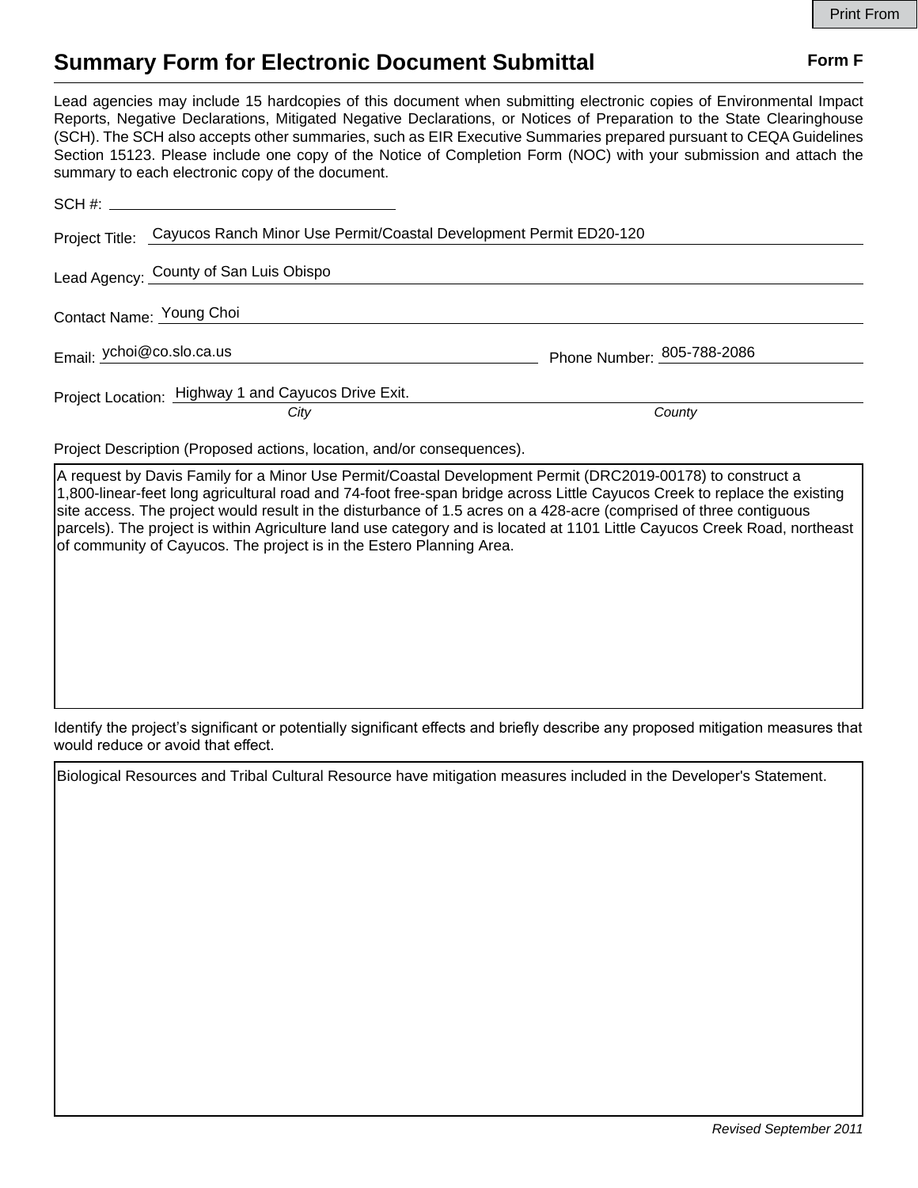# Summary Form for Electronic Document Submittal

**Form F**

Lead agencies may include 15 hardcopies of this document when submitting electronic copies of Environmental Impact Reports, Negative Declarations, Mitigated Negative Declarations, or Notices of Preparation to the State Clearinghouse (SCH). The SCH also accepts other summaries, such as EIR Executive Summaries prepared pursuant to CEQA Guidelines Section 15123. Please include one copy of the Notice of Completion Form (NOC) with your submission and attach the summary to each electronic copy of the document.

SCH #: ____________________

Project Title: Cayucos Ranch Minor Use Permit/Coastal Development Permit ED20-120

Lead Agency: County of San Luis Obispo

Contact Name: Young Choi

Email: ychoi@co.slo.ca.us    Phone Number: 805-788-2086

Project Location: Highway 1 and Cayucos Drive Exit.
*City*    *County*

Project Description (Proposed actions, location, and/or consequences).

A request by Davis Family for a Minor Use Permit/Coastal Development Permit (DRC2019-00178) to construct a 1,800-linear-feet long agricultural road and 74-foot free-span bridge across Little Cayucos Creek to replace the existing site access. The project would result in the disturbance of 1.5 acres on a 428-acre (comprised of three contiguous parcels). The project is within Agriculture land use category and is located at 1101 Little Cayucos Creek Road, northeast of community of Cayucos. The project is in the Estero Planning Area.

Identify the project's significant or potentially significant effects and briefly describe any proposed mitigation measures that would reduce or avoid that effect.

Biological Resources and Tribal Cultural Resource have mitigation measures included in the Developer's Statement.

*Revised September 2011*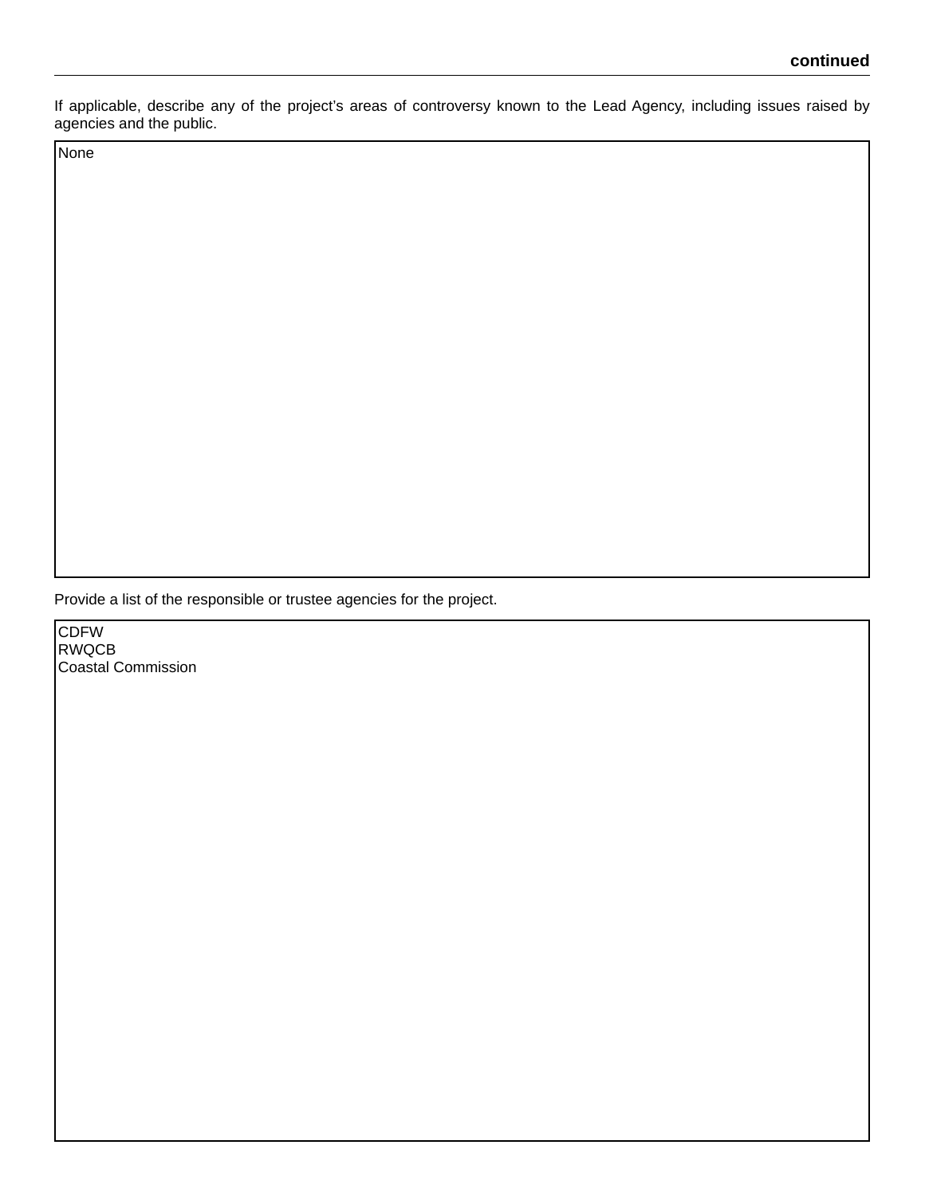**continued**

If applicable, describe any of the project's areas of controversy known to the Lead Agency, including issues raised by agencies and the public.

None

Provide a list of the responsible or trustee agencies for the project.

CDFW
RWQCB
Coastal Commission